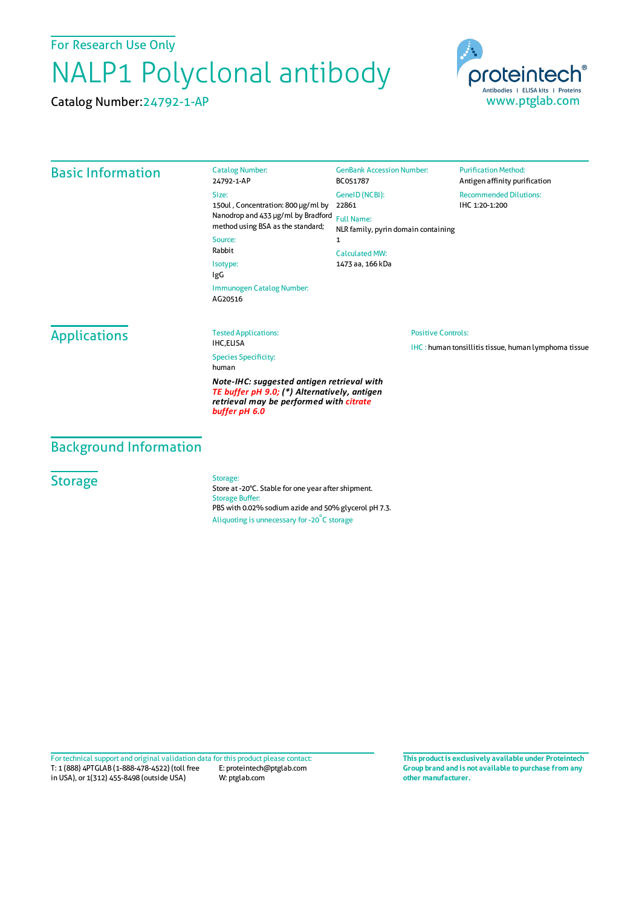For Research Use Only

# NALP1 Polyclonal antibody

Catalog Number:24792-1-AP

proteintech®
Antibodies | ELISA kits | Proteins
www.ptglab.com

## Basic Information

Catalog Number:
24792-1-AP

Size:
150ul , Concentration: 800 μg/ml by Nanodrop and 433 μg/ml by Bradford method using BSA as the standard;

Source:
Rabbit

Isotype:
IgG

Immunogen Catalog Number:
AG20516

GenBank Accession Number:
BC051787

GeneID (NCBI):
22861

Full Name:
NLR family, pyrin domain containing 1

Calculated MW:
1473 aa, 166 kDa

Purification Method:
Antigen affinity purification

Recommended Dilutions:
IHC 1:20-1:200

## Applications

Tested Applications:
IHC,ELISA

Species Specificity:
human

***Note-IHC: suggested antigen retrieval with TE buffer pH 9.0; (\*) Alternatively, antigen retrieval may be performed with citrate buffer pH 6.0***

Positive Controls:

IHC : human tonsillitis tissue, human lymphoma tissue

## Background Information

## Storage

Storage:
Store at -20°C. Stable for one year after shipment.

Storage Buffer:
PBS with 0.02% sodium azide and 50% glycerol pH 7.3.

Aliquoting is unnecessary for -20°C storage

For technical support and original validation data for this product please contact:
T: 1 (888) 4PTGLAB (1-888-478-4522) (toll free in USA), or 1(312) 455-8498 (outside USA)
E: proteintech@ptglab.com
W: ptglab.com

**This product is exclusively available under Proteintech Group brand and is not available to purchase from any other manufacturer.**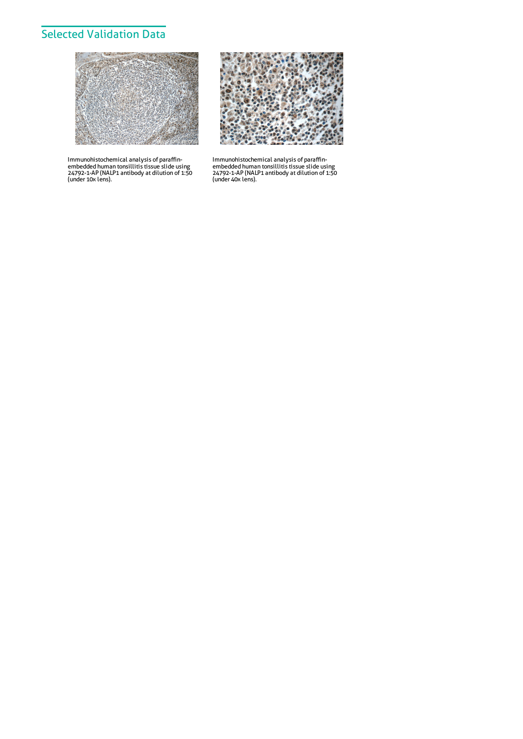## Selected Validation Data

Immunohistochemical analysis of paraffin-embedded human tonsillitis tissue slide using 24792-1-AP (NALP1 antibody at dilution of 1:50 (under 10x lens).

Immunohistochemical analysis of paraffin-embedded human tonsillitis tissue slide using 24792-1-AP (NALP1 antibody at dilution of 1:50 (under 40x lens).